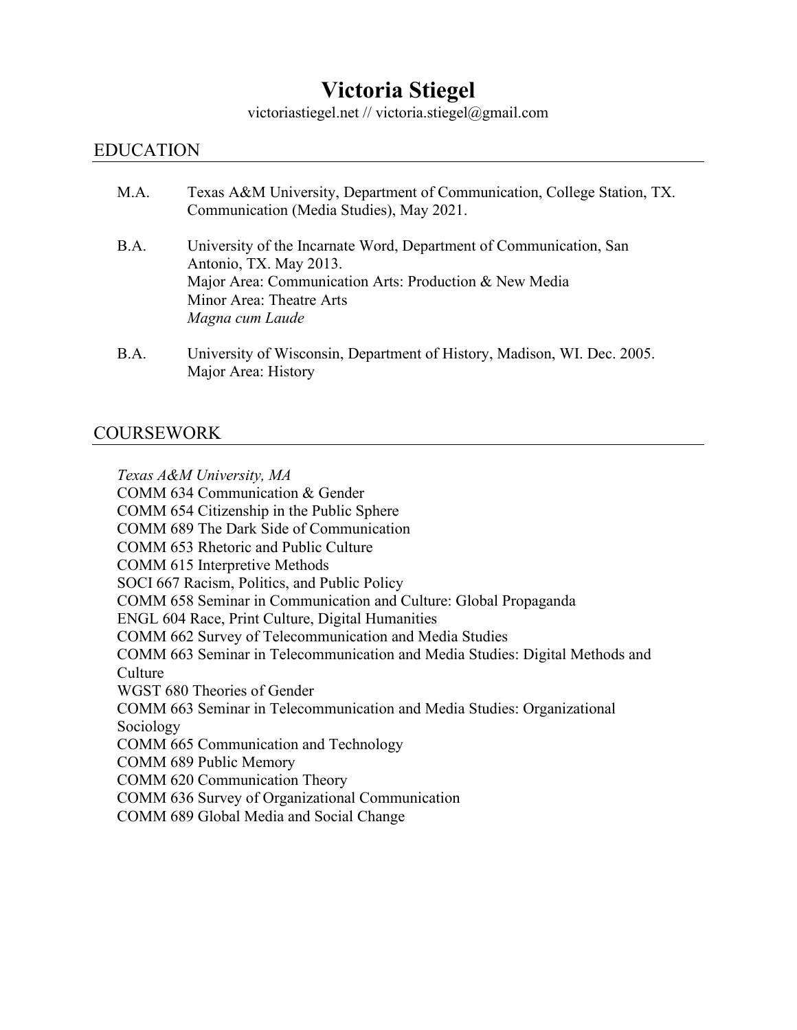# Victoria Stiegel

victoriastiegel.net // victoria.stiegel@gmail.com

## EDUCATION

M.A. Texas A&M University, Department of Communication, College Station, TX. Communication (Media Studies), May 2021.

B.A. University of the Incarnate Word, Department of Communication, San Antonio, TX. May 2013.
Major Area: Communication Arts: Production & New Media
Minor Area: Theatre Arts
*Magna cum Laude*

B.A. University of Wisconsin, Department of History, Madison, WI. Dec. 2005.
Major Area: History

## COURSEWORK

*Texas A&M University, MA*
COMM 634 Communication & Gender
COMM 654 Citizenship in the Public Sphere
COMM 689 The Dark Side of Communication
COMM 653 Rhetoric and Public Culture
COMM 615 Interpretive Methods
SOCI 667 Racism, Politics, and Public Policy
COMM 658 Seminar in Communication and Culture: Global Propaganda
ENGL 604 Race, Print Culture, Digital Humanities
COMM 662 Survey of Telecommunication and Media Studies
COMM 663 Seminar in Telecommunication and Media Studies: Digital Methods and Culture
WGST 680 Theories of Gender
COMM 663 Seminar in Telecommunication and Media Studies: Organizational Sociology
COMM 665 Communication and Technology
COMM 689 Public Memory
COMM 620 Communication Theory
COMM 636 Survey of Organizational Communication
COMM 689 Global Media and Social Change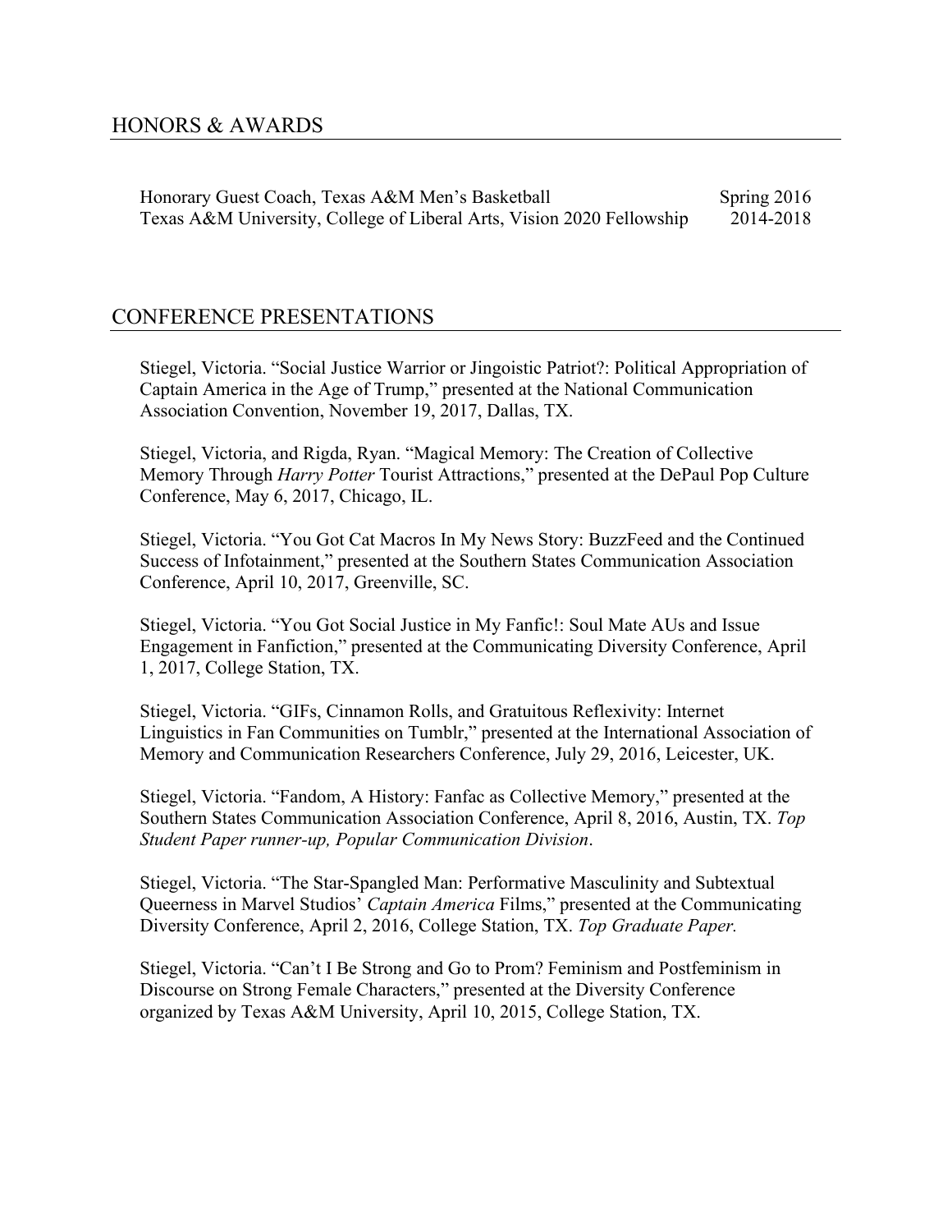## HONORS & AWARDS

Honorary Guest Coach, Texas A&M Men's Basketball — Spring 2016
Texas A&M University, College of Liberal Arts, Vision 2020 Fellowship — 2014-2018

## CONFERENCE PRESENTATIONS

Stiegel, Victoria. "Social Justice Warrior or Jingoistic Patriot?: Political Appropriation of Captain America in the Age of Trump," presented at the National Communication Association Convention, November 19, 2017, Dallas, TX.

Stiegel, Victoria, and Rigda, Ryan. "Magical Memory: The Creation of Collective Memory Through *Harry Potter* Tourist Attractions," presented at the DePaul Pop Culture Conference, May 6, 2017, Chicago, IL.

Stiegel, Victoria. "You Got Cat Macros In My News Story: BuzzFeed and the Continued Success of Infotainment," presented at the Southern States Communication Association Conference, April 10, 2017, Greenville, SC.

Stiegel, Victoria. "You Got Social Justice in My Fanfic!: Soul Mate AUs and Issue Engagement in Fanfiction," presented at the Communicating Diversity Conference, April 1, 2017, College Station, TX.

Stiegel, Victoria. "GIFs, Cinnamon Rolls, and Gratuitous Reflexivity: Internet Linguistics in Fan Communities on Tumblr," presented at the International Association of Memory and Communication Researchers Conference, July 29, 2016, Leicester, UK.

Stiegel, Victoria. "Fandom, A History: Fanfac as Collective Memory," presented at the Southern States Communication Association Conference, April 8, 2016, Austin, TX. *Top Student Paper runner-up, Popular Communication Division*.

Stiegel, Victoria. "The Star-Spangled Man: Performative Masculinity and Subtextual Queerness in Marvel Studios' *Captain America* Films," presented at the Communicating Diversity Conference, April 2, 2016, College Station, TX. *Top Graduate Paper.*

Stiegel, Victoria. "Can't I Be Strong and Go to Prom? Feminism and Postfeminism in Discourse on Strong Female Characters," presented at the Diversity Conference organized by Texas A&M University, April 10, 2015, College Station, TX.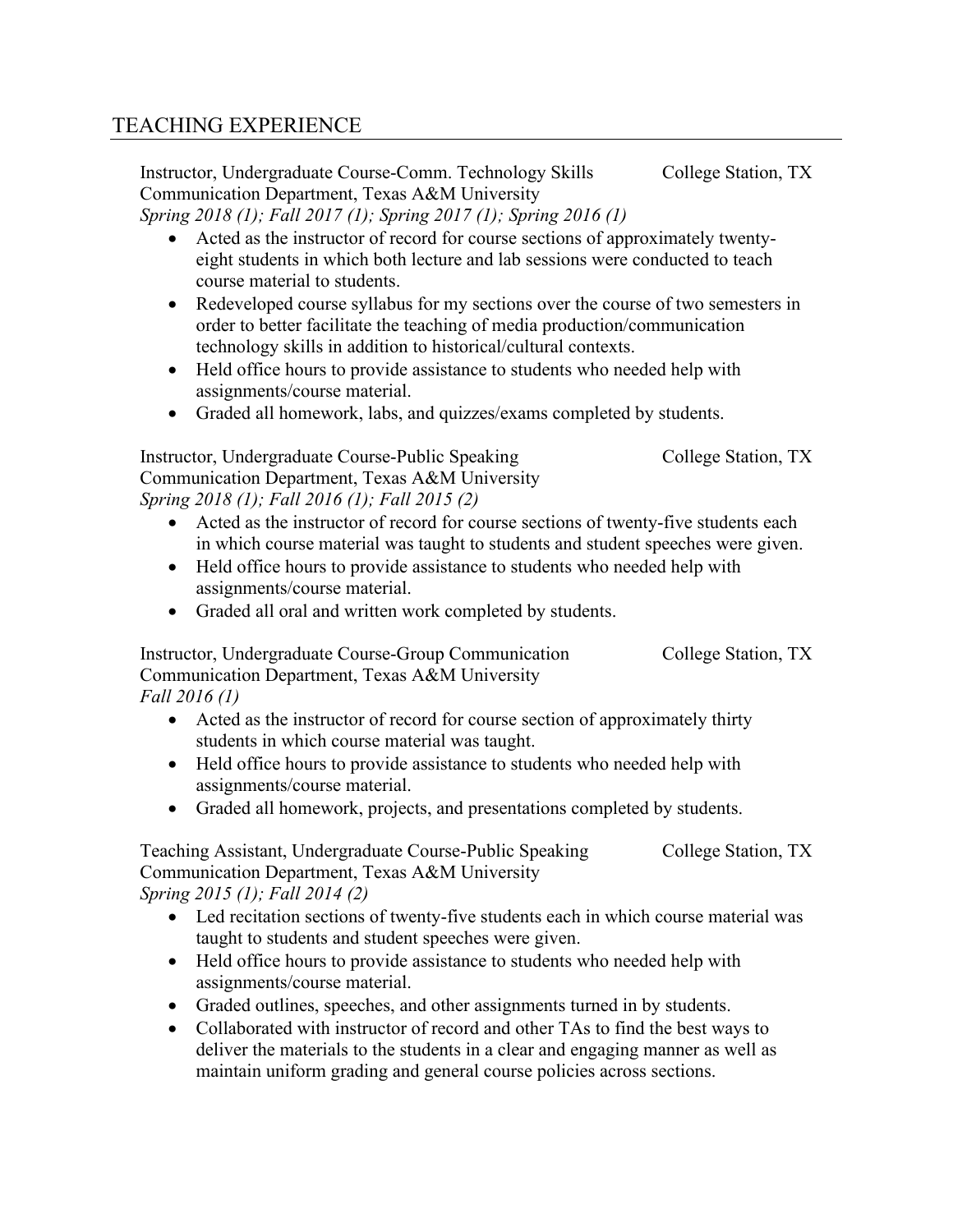## TEACHING EXPERIENCE

Instructor, Undergraduate Course-Comm. Technology Skills — College Station, TX
Communication Department, Texas A&M University
*Spring 2018 (1); Fall 2017 (1); Spring 2017 (1); Spring 2016 (1)*

- Acted as the instructor of record for course sections of approximately twenty-eight students in which both lecture and lab sessions were conducted to teach course material to students.
- Redeveloped course syllabus for my sections over the course of two semesters in order to better facilitate the teaching of media production/communication technology skills in addition to historical/cultural contexts.
- Held office hours to provide assistance to students who needed help with assignments/course material.
- Graded all homework, labs, and quizzes/exams completed by students.

Instructor, Undergraduate Course-Public Speaking — College Station, TX
Communication Department, Texas A&M University
*Spring 2018 (1); Fall 2016 (1); Fall 2015 (2)*

- Acted as the instructor of record for course sections of twenty-five students each in which course material was taught to students and student speeches were given.
- Held office hours to provide assistance to students who needed help with assignments/course material.
- Graded all oral and written work completed by students.

Instructor, Undergraduate Course-Group Communication — College Station, TX
Communication Department, Texas A&M University
*Fall 2016 (1)*

- Acted as the instructor of record for course section of approximately thirty students in which course material was taught.
- Held office hours to provide assistance to students who needed help with assignments/course material.
- Graded all homework, projects, and presentations completed by students.

Teaching Assistant, Undergraduate Course-Public Speaking — College Station, TX
Communication Department, Texas A&M University
*Spring 2015 (1); Fall 2014 (2)*

- Led recitation sections of twenty-five students each in which course material was taught to students and student speeches were given.
- Held office hours to provide assistance to students who needed help with assignments/course material.
- Graded outlines, speeches, and other assignments turned in by students.
- Collaborated with instructor of record and other TAs to find the best ways to deliver the materials to the students in a clear and engaging manner as well as maintain uniform grading and general course policies across sections.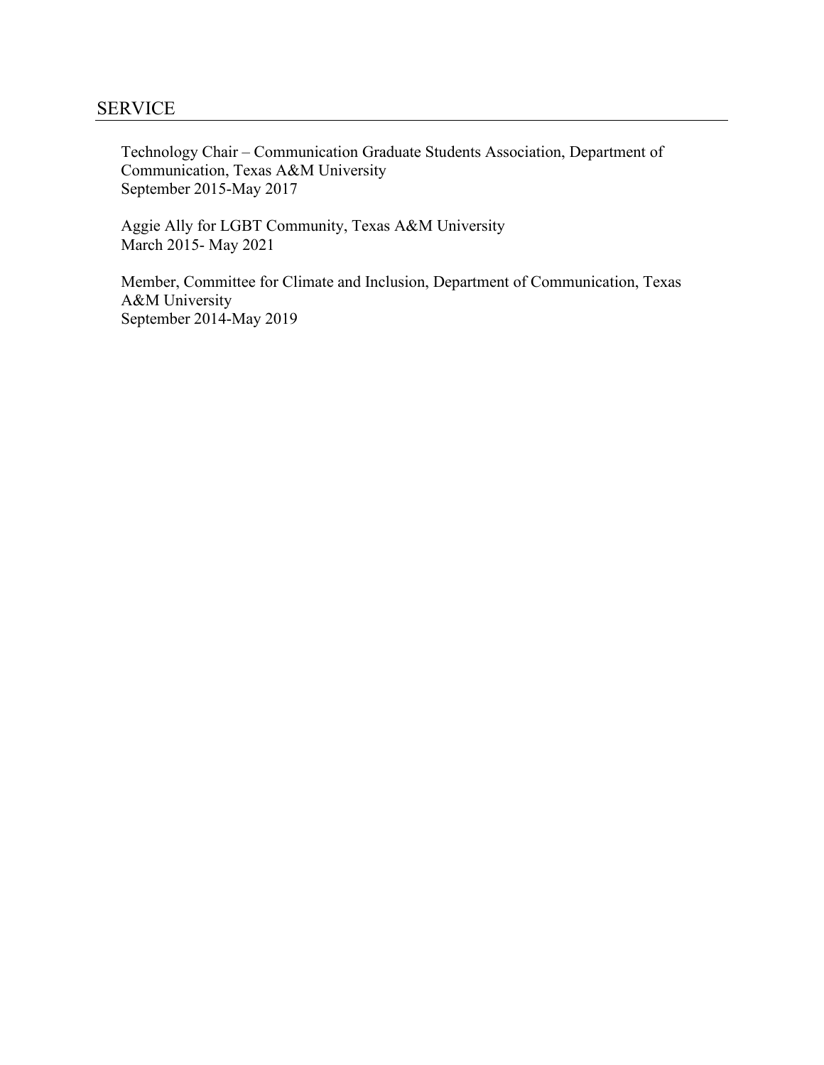## SERVICE

Technology Chair – Communication Graduate Students Association, Department of Communication, Texas A&M University
September 2015-May 2017

Aggie Ally for LGBT Community, Texas A&M University
March 2015- May 2021

Member, Committee for Climate and Inclusion, Department of Communication, Texas A&M University
September 2014-May 2019